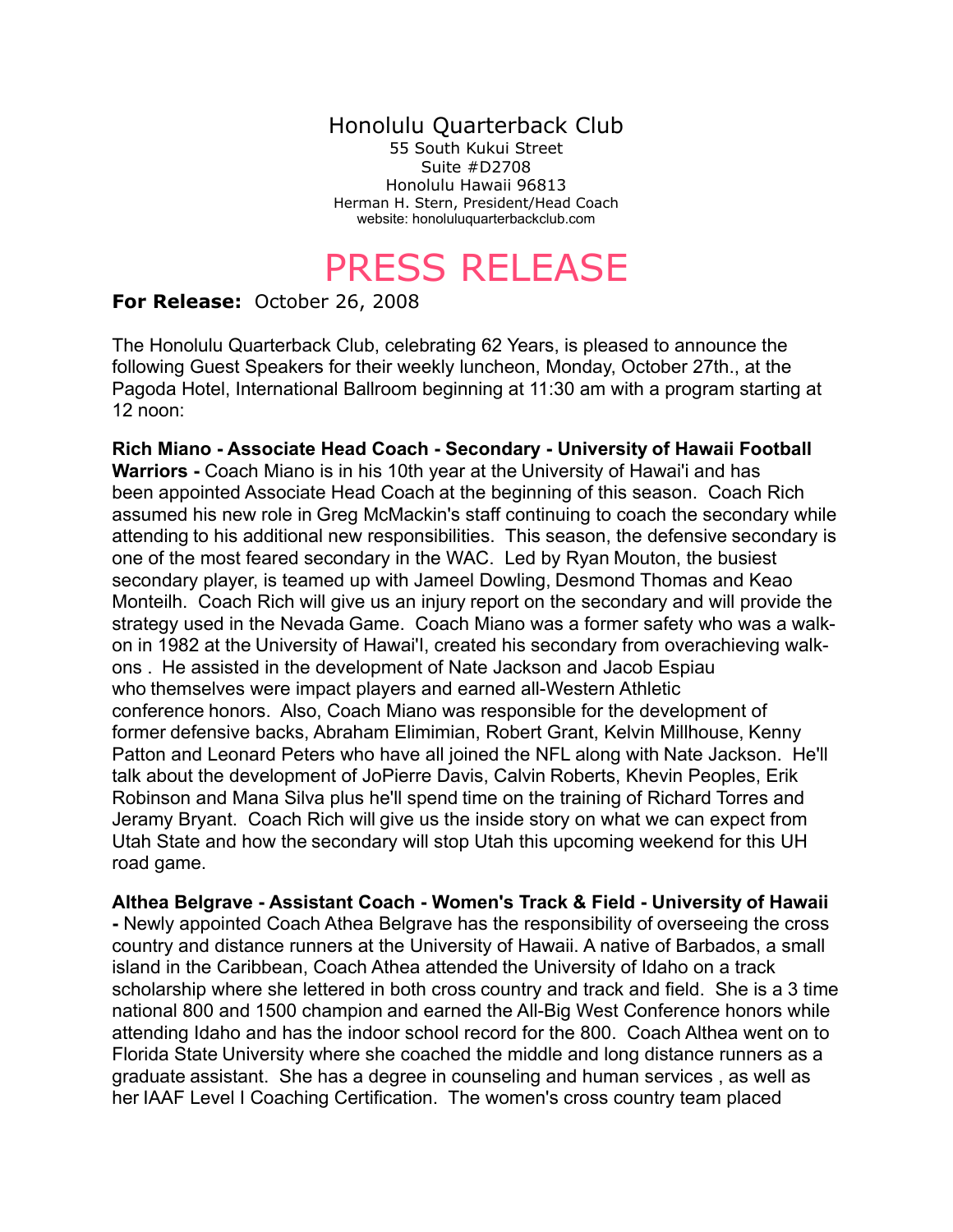# Honolulu Quarterback Club

55 South Kukui Street
Suite #D2708
Honolulu Hawaii 96813
Herman H. Stern, President/Head Coach
website: honoluluquarterbackclub.com

# PRESS RELEASE

**For Release:** October 26, 2008

The Honolulu Quarterback Club, celebrating 62 Years, is pleased to announce the following Guest Speakers for their weekly luncheon, Monday, October 27th., at the Pagoda Hotel, International Ballroom beginning at 11:30 am with a program starting at 12 noon:

**Rich Miano - Associate Head Coach - Secondary - University of Hawaii Football Warriors -** Coach Miano is in his 10th year at the University of Hawai'i and has been appointed Associate Head Coach at the beginning of this season. Coach Rich assumed his new role in Greg McMackin's staff continuing to coach the secondary while attending to his additional new responsibilities. This season, the defensive secondary is one of the most feared secondary in the WAC. Led by Ryan Mouton, the busiest secondary player, is teamed up with Jameel Dowling, Desmond Thomas and Keao Monteilh. Coach Rich will give us an injury report on the secondary and will provide the strategy used in the Nevada Game. Coach Miano was a former safety who was a walk-on in 1982 at the University of Hawai'I, created his secondary from overachieving walk-ons . He assisted in the development of Nate Jackson and Jacob Espiau who themselves were impact players and earned all-Western Athletic conference honors. Also, Coach Miano was responsible for the development of former defensive backs, Abraham Elimimian, Robert Grant, Kelvin Millhouse, Kenny Patton and Leonard Peters who have all joined the NFL along with Nate Jackson. He'll talk about the development of JoPierre Davis, Calvin Roberts, Khevin Peoples, Erik Robinson and Mana Silva plus he'll spend time on the training of Richard Torres and Jeramy Bryant. Coach Rich will give us the inside story on what we can expect from Utah State and how the secondary will stop Utah this upcoming weekend for this UH road game.

**Althea Belgrave - Assistant Coach - Women's Track & Field - University of Hawaii -** Newly appointed Coach Athea Belgrave has the responsibility of overseeing the cross country and distance runners at the University of Hawaii. A native of Barbados, a small island in the Caribbean, Coach Athea attended the University of Idaho on a track scholarship where she lettered in both cross country and track and field. She is a 3 time national 800 and 1500 champion and earned the All-Big West Conference honors while attending Idaho and has the indoor school record for the 800. Coach Althea went on to Florida State University where she coached the middle and long distance runners as a graduate assistant. She has a degree in counseling and human services , as well as her IAAF Level I Coaching Certification. The women's cross country team placed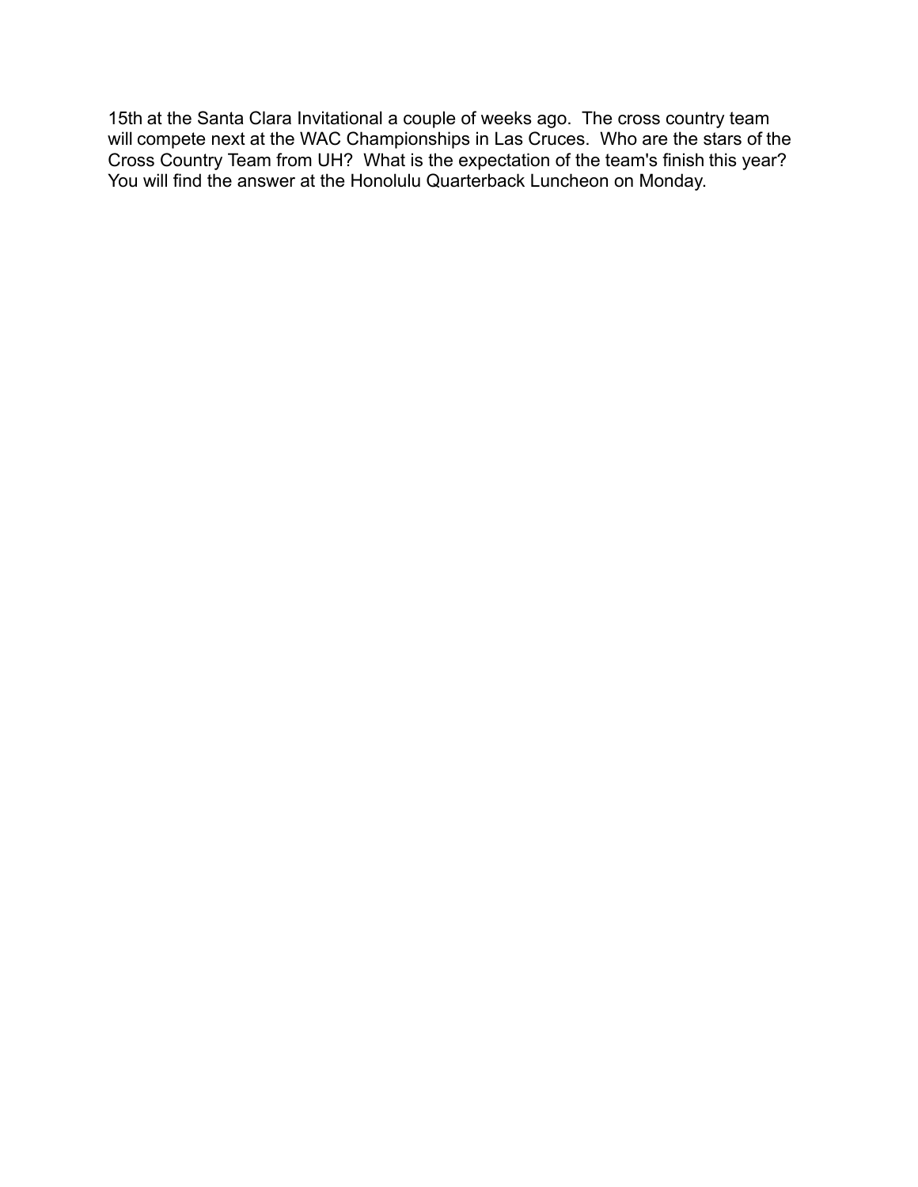15th at the Santa Clara Invitational a couple of weeks ago. The cross country team will compete next at the WAC Championships in Las Cruces. Who are the stars of the Cross Country Team from UH? What is the expectation of the team's finish this year? You will find the answer at the Honolulu Quarterback Luncheon on Monday.